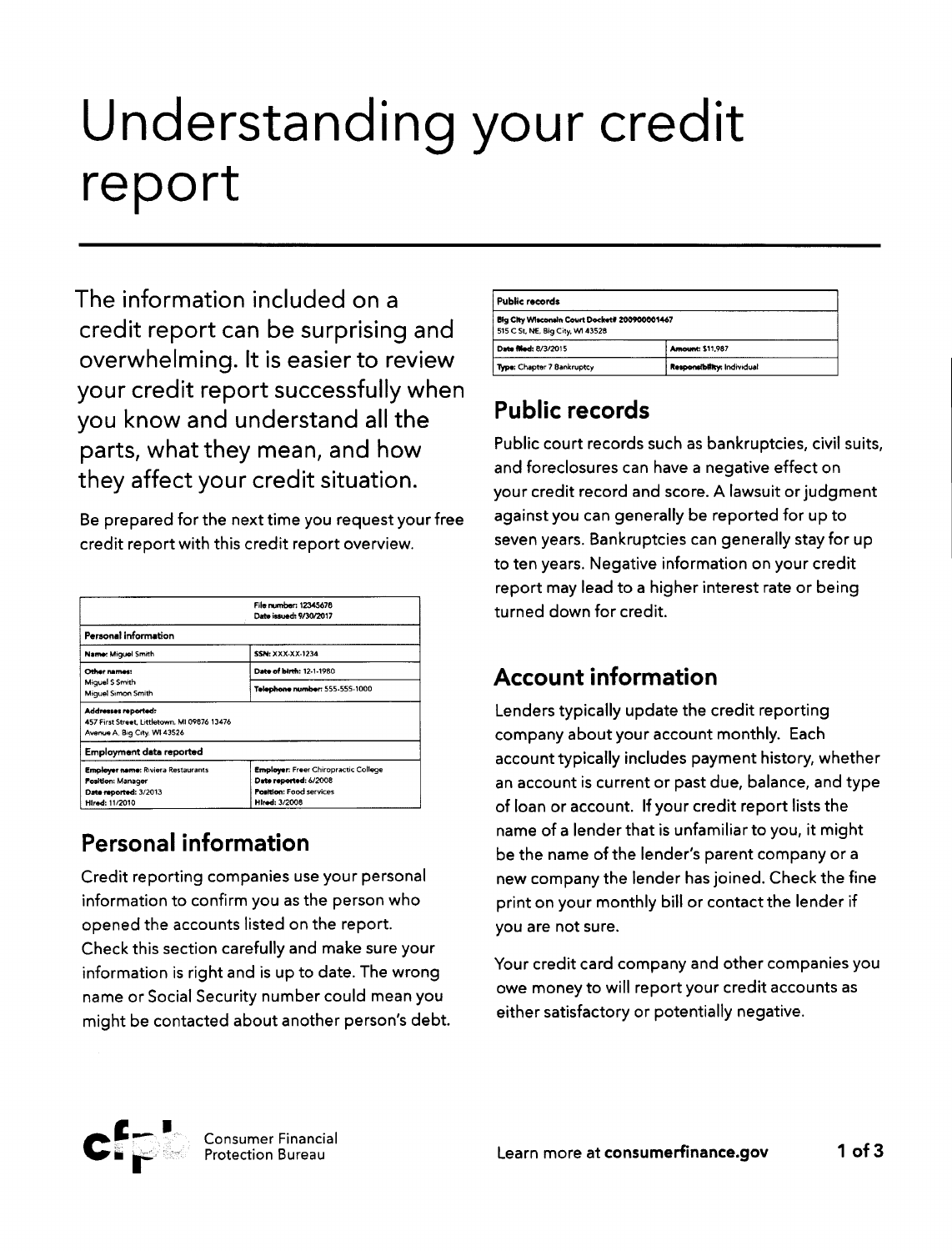# Understanding your credit report

The information included on a credit report can be surprising and overwhelming. It is easier to review your credit report successfully when you know and understand all the parts, what they mean, and how they affect your credit situation.

Be prepared for the next time you request your free credit report with this credit report overview.

| | File number: 12345678<br>Date issued: 9/30/2017 |
|---|---|
| **Personal information** | |
| **Name:** Miguel Smith | **SSN:** XXX-XX-1234 |
| **Other names:**<br>Miguel S Smith<br>Miguel Simon Smith | **Date of birth:** 12-1-1980<br>**Telephone number:** 555-555-1000 |
| **Addresses reported:**<br>457 First Street, Littletown, MI 09876 13476<br>Avenue A, Big City, WI 43526 | |
| **Employment data reported** | |
| **Employer name:** Riviera Restaurants<br>**Position:** Manager<br>**Date reported:** 3/2013<br>**Hired:** 11/2010 | **Employer:** Freer Chiropractic College<br>**Date reported:** 6/2008<br>**Position:** Food services<br>**Hired:** 3/2008 |

## Personal information

Credit reporting companies use your personal information to confirm you as the person who opened the accounts listed on the report. Check this section carefully and make sure your information is right and is up to date. The wrong name or Social Security number could mean you might be contacted about another person's debt.

| Public records | |
|---|---|
| **Big City Wisconsin Court Docket# 200900001467**<br>515 C St, NE, Big City, WI 43528 | |
| **Date filed:** 8/3/2015 | **Amount:** $11,987 |
| **Type:** Chapter 7 Bankruptcy | **Responsibility:** Individual |

## Public records

Public court records such as bankruptcies, civil suits, and foreclosures can have a negative effect on your credit record and score. A lawsuit or judgment against you can generally be reported for up to seven years. Bankruptcies can generally stay for up to ten years. Negative information on your credit report may lead to a higher interest rate or being turned down for credit.

## Account information

Lenders typically update the credit reporting company about your account monthly. Each account typically includes payment history, whether an account is current or past due, balance, and type of loan or account. If your credit report lists the name of a lender that is unfamiliar to you, it might be the name of the lender's parent company or a new company the lender has joined. Check the fine print on your monthly bill or contact the lender if you are not sure.

Your credit card company and other companies you owe money to will report your credit accounts as either satisfactory or potentially negative.

Consumer Financial Protection Bureau

Learn more at **consumerfinance.gov**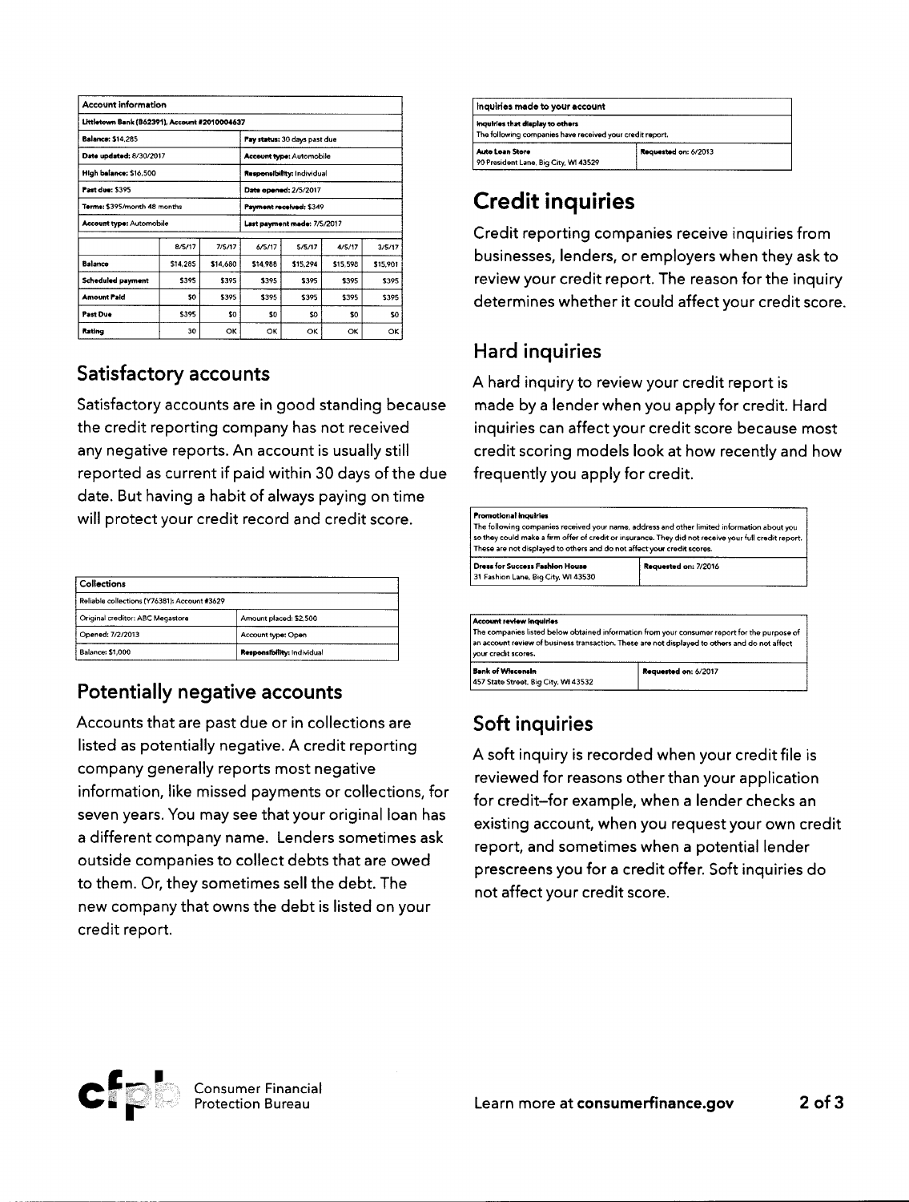| Account information | | | | | | |
|---|---|---|---|---|---|---|
| **Littletown Bank (B62391), Account #2010004637** | | | | | | |
| **Balance:** $14,285 | | | **Pay status:** 30 days past due | | | |
| **Date updated:** 8/30/2017 | | | **Account type:** Automobile | | | |
| **High balance:** $16,500 | | | **Responsibility:** Individual | | | |
| **Past due:** $395 | | | **Date opened:** 2/5/2017 | | | |
| **Terms:** $395/month 48 months | | | **Payment received:** $349 | | | |
| **Account type:** Automobile | | | **Last payment made:** 7/5/2017 | | | |
| | 8/5/17 | 7/5/17 | 6/5/17 | 5/5/17 | 4/5/17 | 3/5/17 |
| **Balance** | $14,285 | $14,680 | $14,988 | $15,294 | $15,598 | $15,901 |
| **Scheduled payment** | $395 | $395 | $395 | $395 | $395 | $395 |
| **Amount Paid** | $0 | $395 | $395 | $395 | $395 | $395 |
| **Past Due** | $395 | $0 | $0 | $0 | $0 | $0 |
| **Rating** | 30 | OK | OK | OK | OK | OK |

## Satisfactory accounts

Satisfactory accounts are in good standing because the credit reporting company has not received any negative reports. An account is usually still reported as current if paid within 30 days of the due date. But having a habit of always paying on time will protect your credit record and credit score.

| Collections | |
|---|---|
| Reliable collections (Y76381): Account #3629 | |
| Original creditor: ABC Megastore | Amount placed: $2,500 |
| Opened: 7/2/2013 | Account type: Open |
| Balance: $1,000 | **Responsibility:** Individual |

## Potentially negative accounts

Accounts that are past due or in collections are listed as potentially negative. A credit reporting company generally reports most negative information, like missed payments or collections, for seven years. You may see that your original loan has a different company name. Lenders sometimes ask outside companies to collect debts that are owed to them. Or, they sometimes sell the debt. The new company that owns the debt is listed on your credit report.

| Inquiries made to your account | |
|---|---|
| **Inquiries that display to others**<br>The following companies have received your credit report. | |
| **Auto Loan Store**<br>90 President Lane, Big City, WI 43529 | **Requested on:** 6/2013 |

# Credit inquiries

Credit reporting companies receive inquiries from businesses, lenders, or employers when they ask to review your credit report. The reason for the inquiry determines whether it could affect your credit score.

## Hard inquiries

A hard inquiry to review your credit report is made by a lender when you apply for credit. Hard inquiries can affect your credit score because most credit scoring models look at how recently and how frequently you apply for credit.

| Promotional inquiries | |
|---|---|
| The following companies received your name, address and other limited information about you so they could make a firm offer of credit or insurance. They did not receive your full credit report. These are not displayed to others and do not affect your credit scores. | |
| **Dress for Success Fashion House**<br>31 Fashion Lane, Big City, WI 43530 | **Requested on:** 7/2016 |

| Account review inquiries | |
|---|---|
| The companies listed below obtained information from your consumer report for the purpose of an account review of business transaction. These are not displayed to others and do not affect your credit scores. | |
| **Bank of Wisconsin**<br>457 State Street, Big City, WI 43532 | **Requested on:** 6/2017 |

## Soft inquiries

A soft inquiry is recorded when your credit file is reviewed for reasons other than your application for credit–for example, when a lender checks an existing account, when you request your own credit report, and sometimes when a potential lender prescreens you for a credit offer. Soft inquiries do not affect your credit score.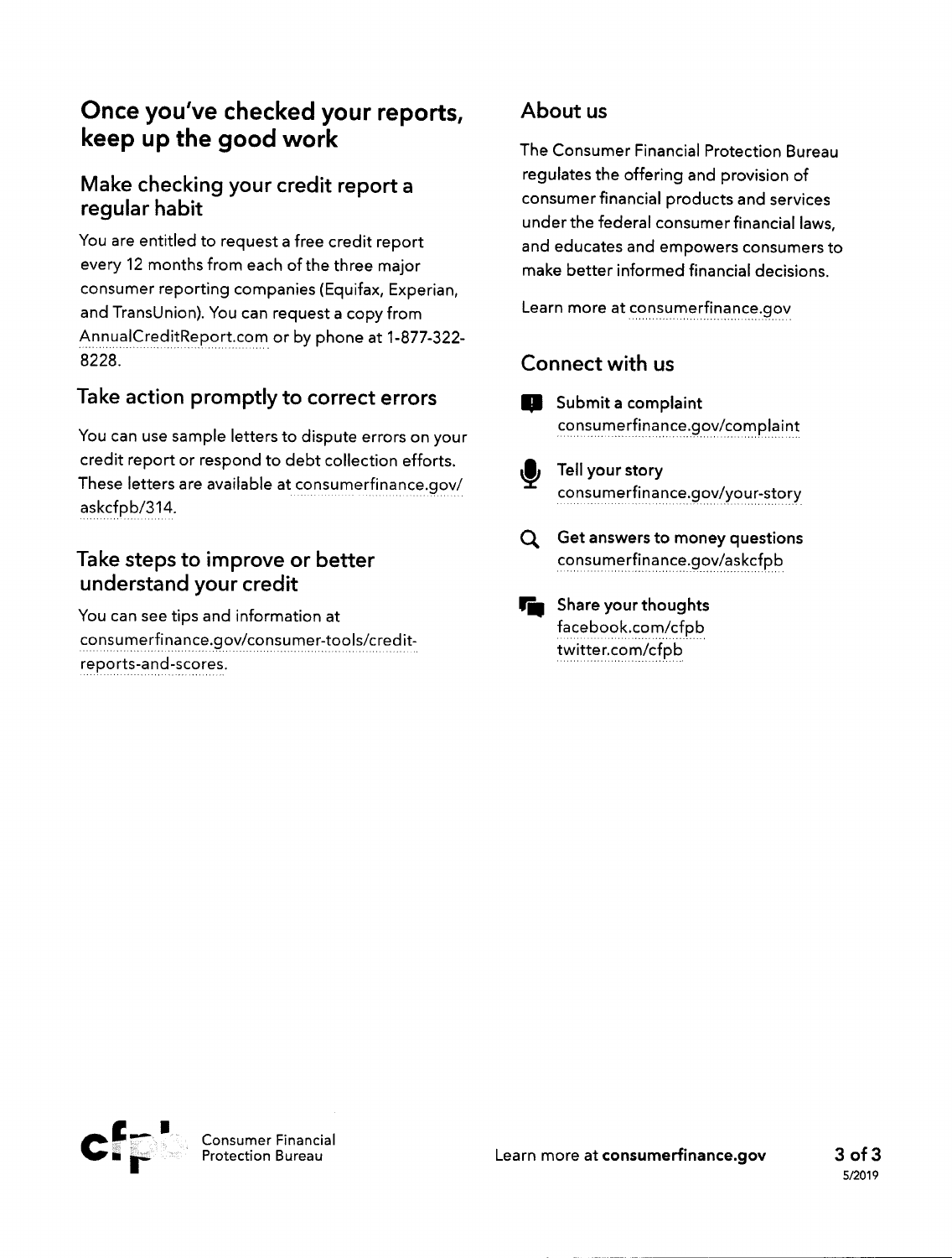## Once you've checked your reports, keep up the good work

### Make checking your credit report a regular habit

You are entitled to request a free credit report every 12 months from each of the three major consumer reporting companies (Equifax, Experian, and TransUnion). You can request a copy from AnnualCreditReport.com or by phone at 1-877-322-8228.

### Take action promptly to correct errors

You can use sample letters to dispute errors on your credit report or respond to debt collection efforts. These letters are available at consumerfinance.gov/askcfpb/314.

### Take steps to improve or better understand your credit

You can see tips and information at consumerfinance.gov/consumer-tools/credit-reports-and-scores.

## About us

The Consumer Financial Protection Bureau regulates the offering and provision of consumer financial products and services under the federal consumer financial laws, and educates and empowers consumers to make better informed financial decisions.

Learn more at consumerfinance.gov

## Connect with us

**Submit a complaint**
consumerfinance.gov/complaint

**Tell your story**
consumerfinance.gov/your-story

**Get answers to money questions**
consumerfinance.gov/askcfpb

**Share your thoughts**
facebook.com/cfpb
twitter.com/cfpb

Consumer Financial Protection Bureau

Learn more at **consumerfinance.gov**

5/2019